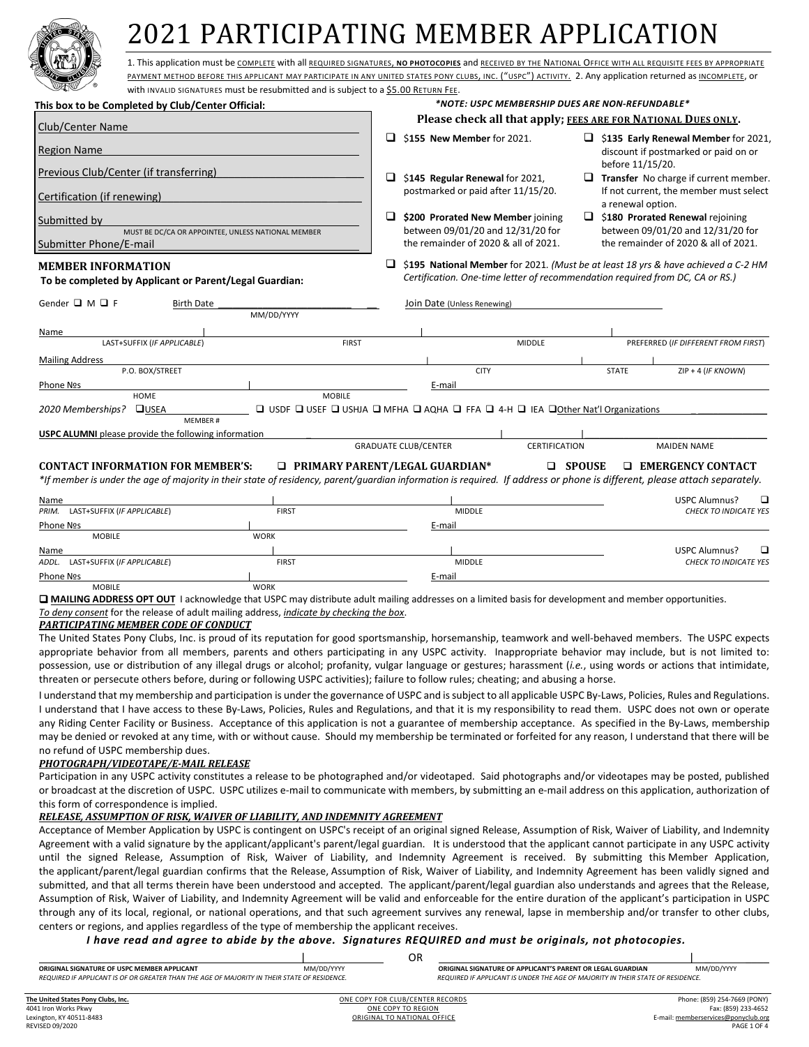# 2021 PARTICIPATING MEMBER APPLICATION

1. This application must be COMPLETE with all REQUIRED SIGNATURES, **NO PHOTOCOPIES** and RECEIVED BY THE NATIONAL OFFICE WITH ALL REQUISITE FEES BY APPROPRIATE PAYMENT METHOD BEFORE THIS APPLICANT MAY PARTICIPATE IN ANY UNITED STATES PONY CLUBS, INC. ("USPC") ACTIVITY. 2. Any application returned as INCOMPLETE, or with INVALID SIGNATURES must be resubmitted and is subject to a $5.00 RETURN FEE.

**This box to be Completed by Club/Center Official:**

Club/Center Name ____________________

Region Name ____________________

Previous Club/Center (if transferring) ____________________

Certification (if renewing) ____________________

Submitted by ____________________
MUST BE DC/CA OR APPOINTEE, UNLESS NATIONAL MEMBER

Submitter Phone/E-mail ____________________

***NOTE: USPC MEMBERSHIP DUES ARE NON-REFUNDABLE\****

**Please check all that apply; FEES ARE FOR NATIONAL DUES ONLY.**

- ❑ $155 **New Member** for 2021.
- ❑ $135 **Early Renewal Member** for 2021, discount if postmarked or paid on or before 11/15/20.
- ❑ $145 **Regular Renewal** for 2021, postmarked or paid after 11/15/20.
- ❑ **Transfer** No charge if current member. If not current, the member must select a renewal option.
- ❑ $200 **Prorated New Member** joining between 09/01/20 and 12/31/20 for the remainder of 2020 & all of 2021.
- ❑ $180 **Prorated Renewal** rejoining between 09/01/20 and 12/31/20 for the remainder of 2020 & all of 2021.
- ❑ $195 **National Member** for 2021. *(Must be at least 18 yrs & have achieved a C-2 HM Certification. One-time letter of recommendation required from DC, CA or RS.)*

## MEMBER INFORMATION

**To be completed by Applicant or Parent/Legal Guardian:**

Gender ❑ M ❑ F Birth Date ____________ (MM/DD/YYYY) Join Date (Unless Renewing) ____________

Name ____________ (LAST+SUFFIX (IF APPLICABLE)) | ____________ (FIRST) | ____________ (MIDDLE) | ____________ (PREFERRED (IF DIFFERENT FROM FIRST))

Mailing Address ____________ (P.O. BOX/STREET) | ____________ (CITY) | ____________ (STATE) | ____________ (ZIP + 4 (IF KNOWN))

Phone №s ____________ (HOME) | ____________ (MOBILE) E-mail ____________

*2020 Memberships?* ❑ USEA ____________ (MEMBER #) ❑ USDF ❑ USEF ❑ USHJA ❑ MFHA ❑ AQHA ❑ FFA ❑ 4-H ❑ IEA ❑ Other Nat'l Organizations ____________

**USPC ALUMNI** please provide the following information ____________ (GRADUATE CLUB/CENTER) | ____________ (CERTIFICATION) | ____________ (MAIDEN NAME)

## CONTACT INFORMATION FOR MEMBER'S: ❑ PRIMARY PARENT/LEGAL GUARDIAN\* ❑ SPOUSE ❑ EMERGENCY CONTACT

*\*If member is under the age of majority in their state of residency, parent/guardian information is required. If address or phone is different, please attach separately.*

Name ____________ (PRIM. LAST+SUFFIX (IF APPLICABLE)) | ____________ (FIRST) | ____________ (MIDDLE) USPC Alumnus? ❑ (CHECK TO INDICATE YES)

Phone №s ____________ (MOBILE) | ____________ (WORK) E-mail ____________

Name ____________ (ADDL. LAST+SUFFIX (IF APPLICABLE)) | ____________ (FIRST) | ____________ (MIDDLE) USPC Alumnus? ❑ (CHECK TO INDICATE YES)

Phone №s ____________ (MOBILE) | ____________ (WORK) E-mail ____________

❑ **MAILING ADDRESS OPT OUT** I acknowledge that USPC may distribute adult mailing addresses on a limited basis for development and member opportunities. *To deny consent for the release of adult mailing address, indicate by checking the box.*

### *PARTICIPATING MEMBER CODE OF CONDUCT*

The United States Pony Clubs, Inc. is proud of its reputation for good sportsmanship, horsemanship, teamwork and well-behaved members. The USPC expects appropriate behavior from all members, parents and others participating in any USPC activity. Inappropriate behavior may include, but is not limited to: possession, use or distribution of any illegal drugs or alcohol; profanity, vulgar language or gestures; harassment (*i.e.*, using words or actions that intimidate, threaten or persecute others before, during or following USPC activities); failure to follow rules; cheating; and abusing a horse.

I understand that my membership and participation is under the governance of USPC and is subject to all applicable USPC By-Laws, Policies, Rules and Regulations. I understand that I have access to these By-Laws, Policies, Rules and Regulations, and that it is my responsibility to read them. USPC does not own or operate any Riding Center Facility or Business. Acceptance of this application is not a guarantee of membership acceptance. As specified in the By-Laws, membership may be denied or revoked at any time, with or without cause. Should my membership be terminated or forfeited for any reason, I understand that there will be no refund of USPC membership dues.

### *PHOTOGRAPH/VIDEOTAPE/E-MAIL RELEASE*

Participation in any USPC activity constitutes a release to be photographed and/or videotaped. Said photographs and/or videotapes may be posted, published or broadcast at the discretion of USPC. USPC utilizes e-mail to communicate with members, by submitting an e-mail address on this application, authorization of this form of correspondence is implied.

### *RELEASE, ASSUMPTION OF RISK, WAIVER OF LIABILITY, AND INDEMNITY AGREEMENT*

Acceptance of Member Application by USPC is contingent on USPC's receipt of an original signed Release, Assumption of Risk, Waiver of Liability, and Indemnity Agreement with a valid signature by the applicant/applicant's parent/legal guardian. It is understood that the applicant cannot participate in any USPC activity until the signed Release, Assumption of Risk, Waiver of Liability, and Indemnity Agreement is received. By submitting this Member Application, the applicant/parent/legal guardian confirms that the Release, Assumption of Risk, Waiver of Liability, and Indemnity Agreement has been validly signed and submitted, and that all terms therein have been understood and accepted. The applicant/parent/legal guardian also understands and agrees that the Release, Assumption of Risk, Waiver of Liability, and Indemnity Agreement will be valid and enforceable for the entire duration of the applicant's participation in USPC through any of its local, regional, or national operations, and that such agreement survives any renewal, lapse in membership and/or transfer to other clubs, centers or regions, and applies regardless of the type of membership the applicant receives.

***I have read and agree to abide by the above. Signatures REQUIRED and must be originals, not photocopies.***

____________________ | ____________
**ORIGINAL SIGNATURE OF USPC MEMBER APPLICANT** MM/DD/YYYY
*REQUIRED IF APPLICANT IS OF OR GREATER THAN THE AGE OF MAJORITY IN THEIR STATE OF RESIDENCE.*

OR

____________________ | ____________
**ORIGINAL SIGNATURE OF APPLICANT'S PARENT OR LEGAL GUARDIAN** MM/DD/YYYY
*REQUIRED IF APPLICANT IS UNDER THE AGE OF MAJORITY IN THEIR STATE OF RESIDENCE.*

The United States Pony Clubs, Inc.
4041 Iron Works Pkwy
Lexington, KY 40511-8483
REVISED 09/2020

ONE COPY FOR CLUB/CENTER RECORDS
ONE COPY TO REGION
ORIGINAL TO NATIONAL OFFICE

Phone: (859) 254-7669 (PONY)
Fax: (859) 233-4652
E-mail: memberservices@ponyclub.org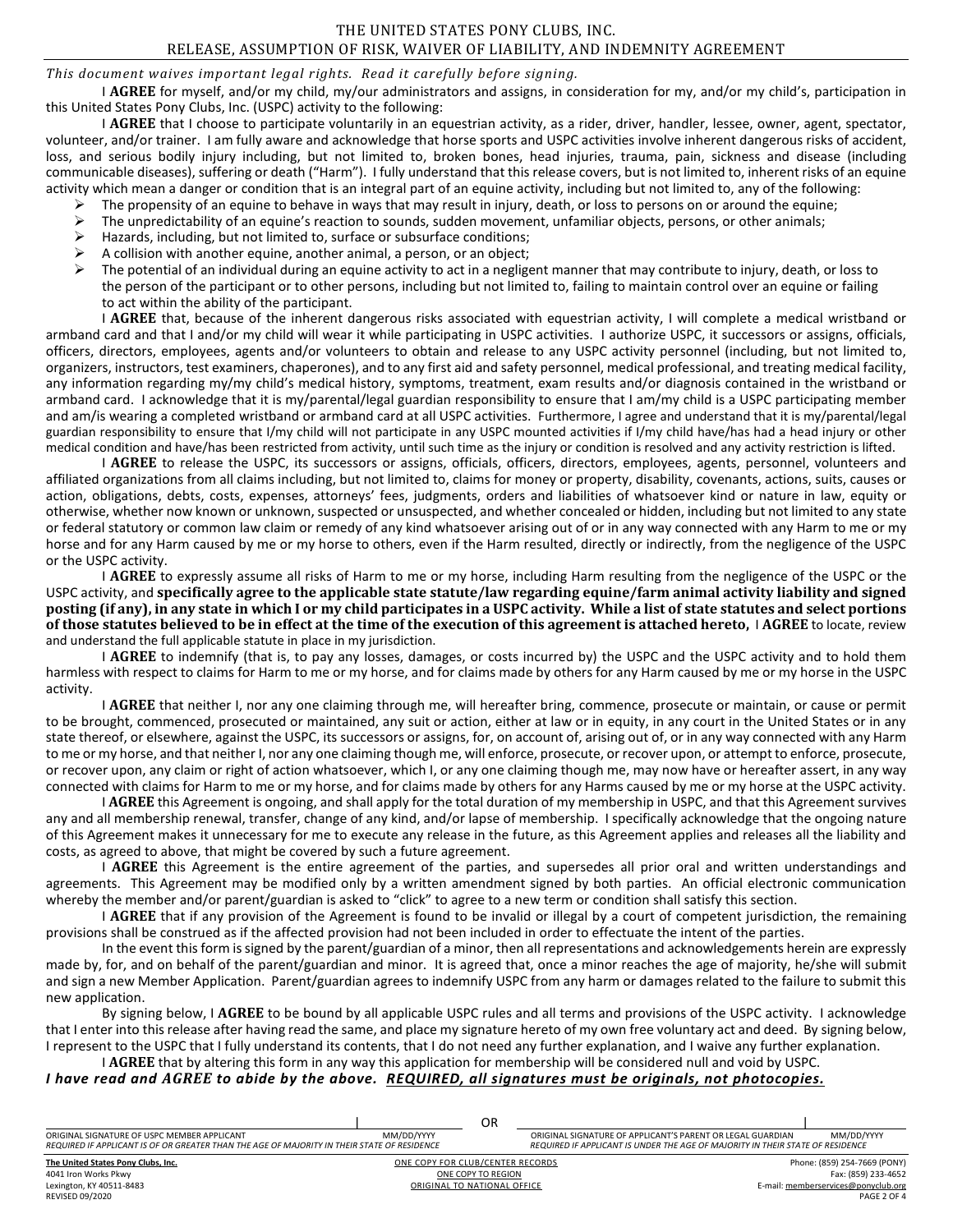# THE UNITED STATES PONY CLUBS, INC.
## RELEASE, ASSUMPTION OF RISK, WAIVER OF LIABILITY, AND INDEMNITY AGREEMENT

*This document waives important legal rights. Read it carefully before signing.*

I **AGREE** for myself, and/or my child, my/our administrators and assigns, in consideration for my, and/or my child's, participation in this United States Pony Clubs, Inc. (USPC) activity to the following:

I **AGREE** that I choose to participate voluntarily in an equestrian activity, as a rider, driver, handler, lessee, owner, agent, spectator, volunteer, and/or trainer. I am fully aware and acknowledge that horse sports and USPC activities involve inherent dangerous risks of accident, loss, and serious bodily injury including, but not limited to, broken bones, head injuries, trauma, pain, sickness and disease (including communicable diseases), suffering or death ("Harm"). I fully understand that this release covers, but is not limited to, inherent risks of an equine activity which mean a danger or condition that is an integral part of an equine activity, including but not limited to, any of the following:

- The propensity of an equine to behave in ways that may result in injury, death, or loss to persons on or around the equine;
- The unpredictability of an equine's reaction to sounds, sudden movement, unfamiliar objects, persons, or other animals;
- Hazards, including, but not limited to, surface or subsurface conditions;
- A collision with another equine, another animal, a person, or an object;
- The potential of an individual during an equine activity to act in a negligent manner that may contribute to injury, death, or loss to the person of the participant or to other persons, including but not limited to, failing to maintain control over an equine or failing to act within the ability of the participant.

I **AGREE** that, because of the inherent dangerous risks associated with equestrian activity, I will complete a medical wristband or armband card and that I and/or my child will wear it while participating in USPC activities. I authorize USPC, it successors or assigns, officials, officers, directors, employees, agents and/or volunteers to obtain and release to any USPC activity personnel (including, but not limited to, organizers, instructors, test examiners, chaperones), and to any first aid and safety personnel, medical professional, and treating medical facility, any information regarding my/my child's medical history, symptoms, treatment, exam results and/or diagnosis contained in the wristband or armband card. I acknowledge that it is my/parental/legal guardian responsibility to ensure that I am/my child is a USPC participating member and am/is wearing a completed wristband or armband card at all USPC activities. Furthermore, I agree and understand that it is my/parental/legal guardian responsibility to ensure that I/my child will not participate in any USPC mounted activities if I/my child have/has had a head injury or other medical condition and have/has been restricted from activity, until such time as the injury or condition is resolved and any activity restriction is lifted.

I **AGREE** to release the USPC, its successors or assigns, officials, officers, directors, employees, agents, personnel, volunteers and affiliated organizations from all claims including, but not limited to, claims for money or property, disability, covenants, actions, suits, causes or action, obligations, debts, costs, expenses, attorneys' fees, judgments, orders and liabilities of whatsoever kind or nature in law, equity or otherwise, whether now known or unknown, suspected or unsuspected, and whether concealed or hidden, including but not limited to any state or federal statutory or common law claim or remedy of any kind whatsoever arising out of or in any way connected with any Harm to me or my horse and for any Harm caused by me or my horse to others, even if the Harm resulted, directly or indirectly, from the negligence of the USPC or the USPC activity.

I **AGREE** to expressly assume all risks of Harm to me or my horse, including Harm resulting from the negligence of the USPC or the USPC activity, and **specifically agree to the applicable state statute/law regarding equine/farm animal activity liability and signed posting (if any), in any state in which I or my child participates in a USPC activity. While a list of state statutes and select portions of those statutes believed to be in effect at the time of the execution of this agreement is attached hereto,** I **AGREE** to locate, review and understand the full applicable statute in place in my jurisdiction.

I **AGREE** to indemnify (that is, to pay any losses, damages, or costs incurred by) the USPC and the USPC activity and to hold them harmless with respect to claims for Harm to me or my horse, and for claims made by others for any Harm caused by me or my horse in the USPC activity.

I **AGREE** that neither I, nor any one claiming through me, will hereafter bring, commence, prosecute or maintain, or cause or permit to be brought, commenced, prosecuted or maintained, any suit or action, either at law or in equity, in any court in the United States or in any state thereof, or elsewhere, against the USPC, its successors or assigns, for, on account of, arising out of, or in any way connected with any Harm to me or my horse, and that neither I, nor any one claiming though me, will enforce, prosecute, or recover upon, or attempt to enforce, prosecute, or recover upon, any claim or right of action whatsoever, which I, or any one claiming though me, may now have or hereafter assert, in any way connected with claims for Harm to me or my horse, and for claims made by others for any Harms caused by me or my horse at the USPC activity.

I **AGREE** this Agreement is ongoing, and shall apply for the total duration of my membership in USPC, and that this Agreement survives any and all membership renewal, transfer, change of any kind, and/or lapse of membership. I specifically acknowledge that the ongoing nature of this Agreement makes it unnecessary for me to execute any release in the future, as this Agreement applies and releases all the liability and costs, as agreed to above, that might be covered by such a future agreement.

I **AGREE** this Agreement is the entire agreement of the parties, and supersedes all prior oral and written understandings and agreements. This Agreement may be modified only by a written amendment signed by both parties. An official electronic communication whereby the member and/or parent/guardian is asked to "click" to agree to a new term or condition shall satisfy this section.

I **AGREE** that if any provision of the Agreement is found to be invalid or illegal by a court of competent jurisdiction, the remaining provisions shall be construed as if the affected provision had not been included in order to effectuate the intent of the parties.

In the event this form is signed by the parent/guardian of a minor, then all representations and acknowledgements herein are expressly made by, for, and on behalf of the parent/guardian and minor. It is agreed that, once a minor reaches the age of majority, he/she will submit and sign a new Member Application. Parent/guardian agrees to indemnify USPC from any harm or damages related to the failure to submit this new application.

By signing below, I **AGREE** to be bound by all applicable USPC rules and all terms and provisions of the USPC activity. I acknowledge that I enter into this release after having read the same, and place my signature hereto of my own free voluntary act and deed. By signing below, I represent to the USPC that I fully understand its contents, that I do not need any further explanation, and I waive any further explanation.

I **AGREE** that by altering this form in any way this application for membership will be considered null and void by USPC.

***I have read and AGREE to abide by the above. <u>REQUIRED, all signatures must be originals, not photocopies.</u>***

______________________________ | __________ OR ______________________________ | __________

ORIGINAL SIGNATURE OF USPC MEMBER APPLICANT — MM/DD/YYYY
*REQUIRED IF APPLICANT IS OF OR GREATER THAN THE AGE OF MAJORITY IN THEIR STATE OF RESIDENCE*

ORIGINAL SIGNATURE OF APPLICANT'S PARENT OR LEGAL GUARDIAN — MM/DD/YYYY
*REQUIRED IF APPLICANT IS UNDER THE AGE OF MAJORITY IN THEIR STATE OF RESIDENCE*

**The United States Pony Clubs, Inc.**
4041 Iron Works Pkwy
Lexington, KY 40511-8483
REVISED 09/2020

ONE COPY FOR CLUB/CENTER RECORDS
ONE COPY TO REGION
ORIGINAL TO NATIONAL OFFICE

Phone: (859) 254-7669 (PONY)
Fax: (859) 233-4652
E-mail: memberservices@ponyclub.org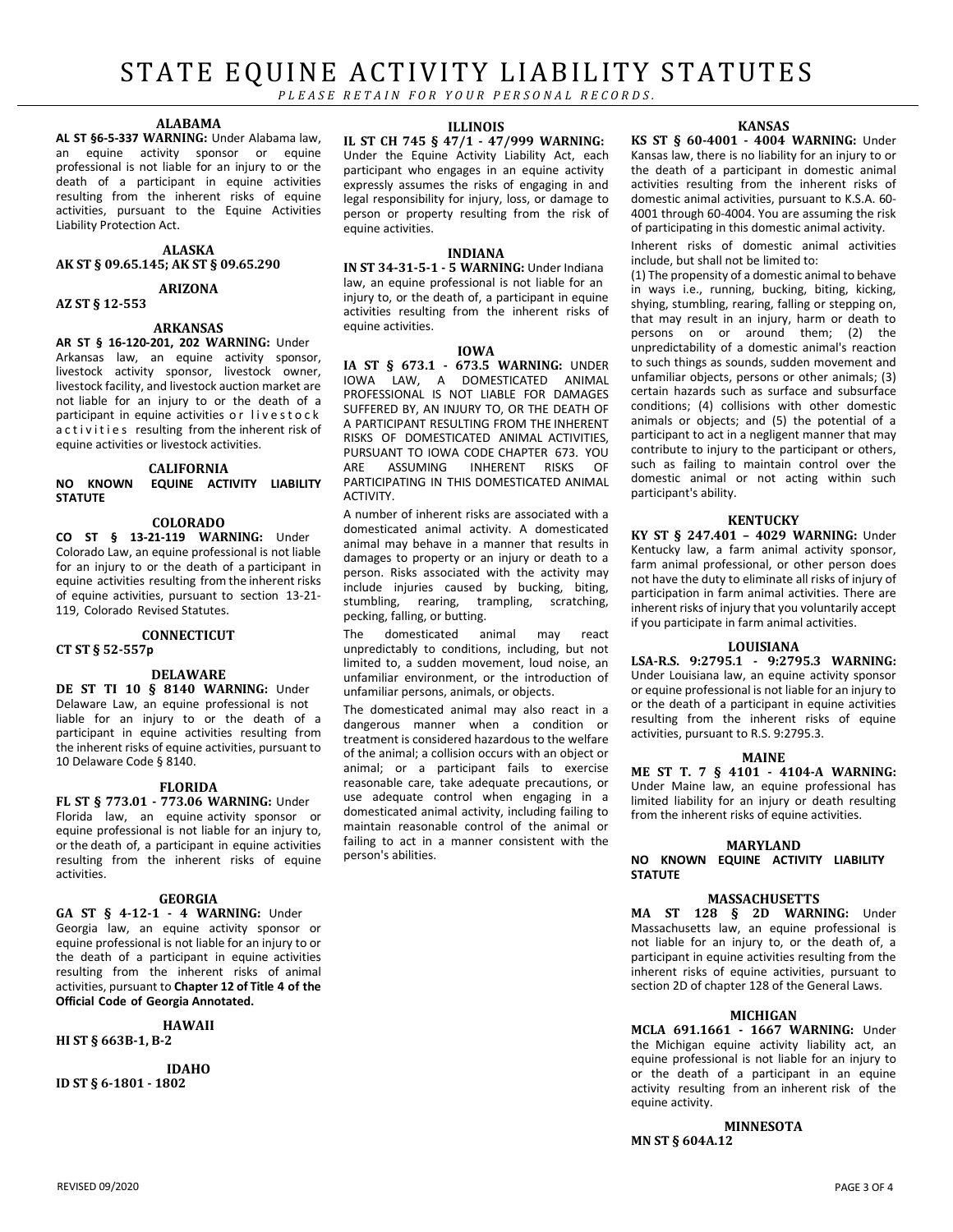# STATE EQUINE ACTIVITY LIABILITY STATUTES

*PLEASE RETAIN FOR YOUR PERSONAL RECORDS.*

### ALABAMA

**AL ST §6-5-337 WARNING:** Under Alabama law, an equine activity sponsor or equine professional is not liable for an injury to or the death of a participant in equine activities resulting from the inherent risks of equine activities, pursuant to the Equine Activities Liability Protection Act.

### ALASKA

**AK ST § 09.65.145; AK ST § 09.65.290**

### ARIZONA

**AZ ST § 12-553**

### ARKANSAS

**AR ST § 16-120-201, 202 WARNING:** Under Arkansas law, an equine activity sponsor, livestock activity sponsor, livestock owner, livestock facility, and livestock auction market are not liable for an injury to or the death of a participant in equine activities or livestock activities resulting from the inherent risk of equine activities or livestock activities.

### CALIFORNIA

**NO KNOWN EQUINE ACTIVITY LIABILITY STATUTE**

### COLORADO

**CO ST § 13-21-119 WARNING:** Under Colorado Law, an equine professional is not liable for an injury to or the death of a participant in equine activities resulting from the inherent risks of equine activities, pursuant to section 13-21-119, Colorado Revised Statutes.

### CONNECTICUT

**CT ST § 52-557p**

### DELAWARE

**DE ST TI 10 § 8140 WARNING:** Under Delaware Law, an equine professional is not liable for an injury to or the death of a participant in equine activities resulting from the inherent risks of equine activities, pursuant to 10 Delaware Code § 8140.

### FLORIDA

**FL ST § 773.01 - 773.06 WARNING:** Under Florida law, an equine activity sponsor or equine professional is not liable for an injury to, or the death of, a participant in equine activities resulting from the inherent risks of equine activities.

### GEORGIA

**GA ST § 4-12-1 - 4 WARNING:** Under Georgia law, an equine activity sponsor or equine professional is not liable for an injury to or the death of a participant in equine activities resulting from the inherent risks of animal activities, pursuant to **Chapter 12 of Title 4 of the Official Code of Georgia Annotated.**

### HAWAII

**HI ST § 663B-1, B-2**

### IDAHO

**ID ST § 6-1801 - 1802**

### ILLINOIS

**IL ST CH 745 § 47/1 - 47/999 WARNING:** Under the Equine Activity Liability Act, each participant who engages in an equine activity expressly assumes the risks of engaging in and legal responsibility for injury, loss, or damage to person or property resulting from the risk of equine activities.

### INDIANA

**IN ST 34-31-5-1 - 5 WARNING:** Under Indiana law, an equine professional is not liable for an injury to, or the death of, a participant in equine activities resulting from the inherent risks of equine activities.

### IOWA

**IA ST § 673.1 - 673.5 WARNING:** UNDER IOWA LAW, A DOMESTICATED ANIMAL PROFESSIONAL IS NOT LIABLE FOR DAMAGES SUFFERED BY, AN INJURY TO, OR THE DEATH OF A PARTICIPANT RESULTING FROM THE INHERENT RISKS OF DOMESTICATED ANIMAL ACTIVITIES, PURSUANT TO IOWA CODE CHAPTER 673. YOU ARE ASSUMING INHERENT RISKS OF PARTICIPATING IN THIS DOMESTICATED ANIMAL ACTIVITY.

A number of inherent risks are associated with a domesticated animal activity. A domesticated animal may behave in a manner that results in damages to property or an injury or death to a person. Risks associated with the activity may include injuries caused by bucking, biting, stumbling, rearing, trampling, scratching, pecking, falling, or butting.

The domesticated animal may react unpredictably to conditions, including, but not limited to, a sudden movement, loud noise, an unfamiliar environment, or the introduction of unfamiliar persons, animals, or objects.

The domesticated animal may also react in a dangerous manner when a condition or treatment is considered hazardous to the welfare of the animal; a collision occurs with an object or animal; or a participant fails to exercise reasonable care, take adequate precautions, or use adequate control when engaging in a domesticated animal activity, including failing to maintain reasonable control of the animal or failing to act in a manner consistent with the person's abilities.

### KANSAS

**KS ST § 60-4001 - 4004 WARNING:** Under Kansas law, there is no liability for an injury to or the death of a participant in domestic animal activities resulting from the inherent risks of domestic animal activities, pursuant to K.S.A. 60-4001 through 60-4004. You are assuming the risk of participating in this domestic animal activity.

Inherent risks of domestic animal activities include, but shall not be limited to:

(1) The propensity of a domestic animal to behave in ways i.e., running, bucking, biting, kicking, shying, stumbling, rearing, falling or stepping on, that may result in an injury, harm or death to persons on or around them; (2) the unpredictability of a domestic animal's reaction to such things as sounds, sudden movement and unfamiliar objects, persons or other animals; (3) certain hazards such as surface and subsurface conditions; (4) collisions with other domestic animals or objects; and (5) the potential of a participant to act in a negligent manner that may contribute to injury to the participant or others, such as failing to maintain control over the domestic animal or not acting within such participant's ability.

### KENTUCKY

**KY ST § 247.401 – 4029 WARNING:** Under Kentucky law, a farm animal activity sponsor, farm animal professional, or other person does not have the duty to eliminate all risks of injury of participation in farm animal activities. There are inherent risks of injury that you voluntarily accept if you participate in farm animal activities.

### LOUISIANA

**LSA-R.S. 9:2795.1 - 9:2795.3 WARNING:** Under Louisiana law, an equine activity sponsor or equine professional is not liable for an injury to or the death of a participant in equine activities resulting from the inherent risks of equine activities, pursuant to R.S. 9:2795.3.

### MAINE

**ME ST T. 7 § 4101 - 4104-A WARNING:** Under Maine law, an equine professional has limited liability for an injury or death resulting from the inherent risks of equine activities.

### MARYLAND

**NO KNOWN EQUINE ACTIVITY LIABILITY STATUTE**

### MASSACHUSETTS

**MA ST 128 § 2D WARNING:** Under Massachusetts law, an equine professional is not liable for an injury to, or the death of, a participant in equine activities resulting from the inherent risks of equine activities, pursuant to section 2D of chapter 128 of the General Laws.

### MICHIGAN

**MCLA 691.1661 - 1667 WARNING:** Under the Michigan equine activity liability act, an equine professional is not liable for an injury to or the death of a participant in an equine activity resulting from an inherent risk of the equine activity.

### MINNESOTA

**MN ST § 604A.12**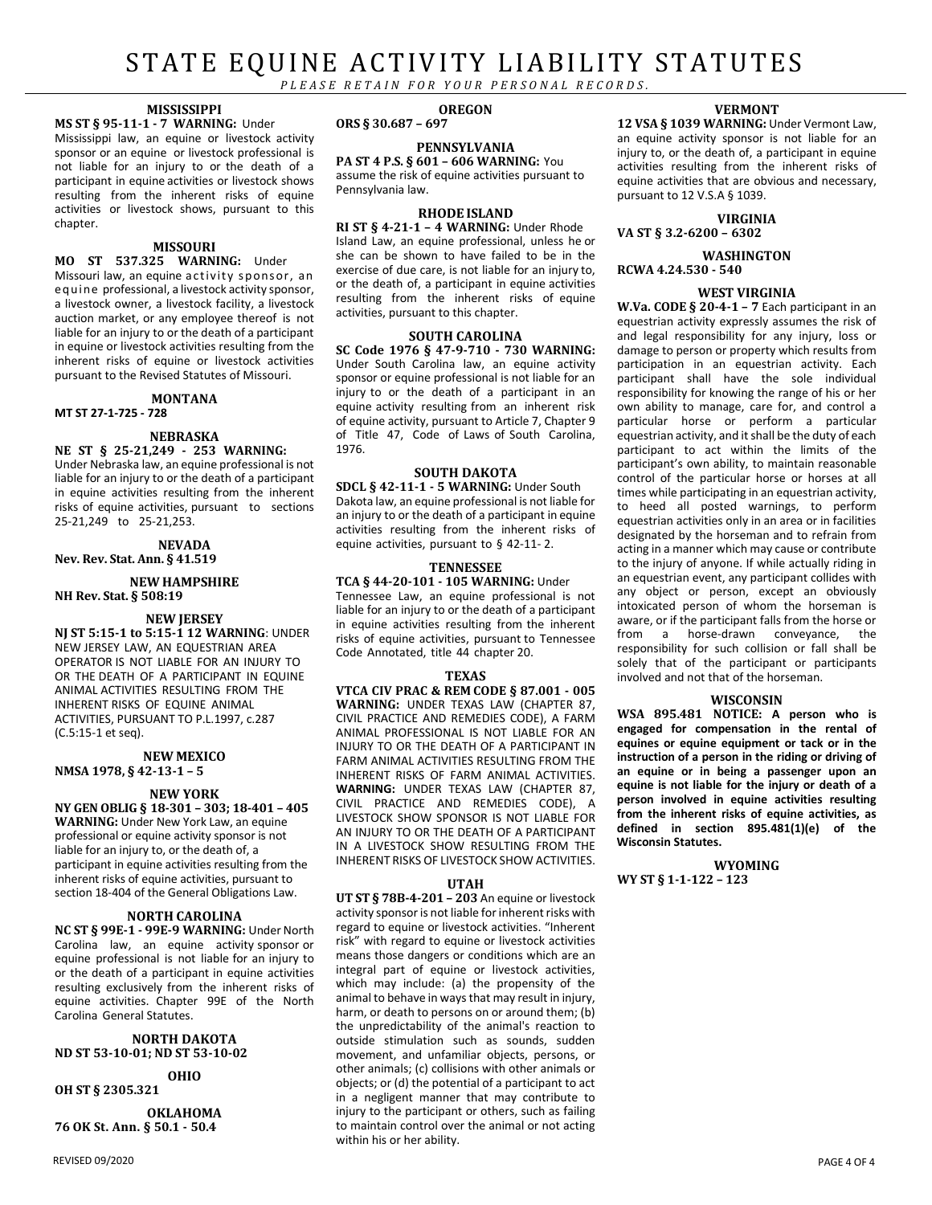# STATE EQUINE ACTIVITY LIABILITY STATUTES

*PLEASE RETAIN FOR YOUR PERSONAL RECORDS.*

### MISSISSIPPI

**MS ST § 95-11-1 - 7 WARNING:** Under Mississippi law, an equine or livestock activity sponsor or an equine or livestock professional is not liable for an injury to or the death of a participant in equine activities or livestock shows resulting from the inherent risks of equine activities or livestock shows, pursuant to this chapter.

### MISSOURI

**MO ST 537.325 WARNING:** Under Missouri law, an equine activity sponsor, an equine professional, a livestock activity sponsor, a livestock owner, a livestock facility, a livestock auction market, or any employee thereof is not liable for an injury to or the death of a participant in equine or livestock activities resulting from the inherent risks of equine or livestock activities pursuant to the Revised Statutes of Missouri.

### MONTANA

**MT ST 27-1-725 - 728**

### NEBRASKA

**NE ST § 25-21,249 - 253 WARNING:** Under Nebraska law, an equine professional is not liable for an injury to or the death of a participant in equine activities resulting from the inherent risks of equine activities, pursuant to sections 25-21,249 to 25-21,253.

### NEVADA

**Nev. Rev. Stat. Ann. § 41.519**

### NEW HAMPSHIRE

**NH Rev. Stat. § 508:19**

### NEW JERSEY

**NJ ST 5:15-1 to 5:15-1 12 WARNING**: UNDER NEW JERSEY LAW, AN EQUESTRIAN AREA OPERATOR IS NOT LIABLE FOR AN INJURY TO OR THE DEATH OF A PARTICIPANT IN EQUINE ANIMAL ACTIVITIES RESULTING FROM THE INHERENT RISKS OF EQUINE ANIMAL ACTIVITIES, PURSUANT TO P.L.1997, c.287 (C.5:15-1 et seq).

### NEW MEXICO

**NMSA 1978, § 42-13-1 – 5**

### NEW YORK

**NY GEN OBLIG § 18-301 – 303; 18-401 – 405 WARNING:** Under New York Law, an equine professional or equine activity sponsor is not liable for an injury to, or the death of, a participant in equine activities resulting from the inherent risks of equine activities, pursuant to section 18-404 of the General Obligations Law.

### NORTH CAROLINA

**NC ST § 99E-1 - 99E-9 WARNING:** Under North Carolina law, an equine activity sponsor or equine professional is not liable for an injury to or the death of a participant in equine activities resulting exclusively from the inherent risks of equine activities. Chapter 99E of the North Carolina General Statutes.

### NORTH DAKOTA

**ND ST 53-10-01; ND ST 53-10-02**

### OHIO

**OH ST § 2305.321**

### OKLAHOMA

**76 OK St. Ann. § 50.1 - 50.4**

### OREGON

**ORS § 30.687 – 697**

### PENNSYLVANIA

**PA ST 4 P.S. § 601 – 606 WARNING:** You assume the risk of equine activities pursuant to Pennsylvania law.

### RHODE ISLAND

**RI ST § 4-21-1 – 4 WARNING:** Under Rhode Island Law, an equine professional, unless he or she can be shown to have failed to be in the exercise of due care, is not liable for an injury to, or the death of, a participant in equine activities resulting from the inherent risks of equine activities, pursuant to this chapter.

### SOUTH CAROLINA

**SC Code 1976 § 47-9-710 - 730 WARNING:** Under South Carolina law, an equine activity sponsor or equine professional is not liable for an injury to or the death of a participant in an equine activity resulting from an inherent risk of equine activity, pursuant to Article 7, Chapter 9 of Title 47, Code of Laws of South Carolina, 1976.

### SOUTH DAKOTA

**SDCL § 42-11-1 - 5 WARNING:** Under South Dakota law, an equine professional is not liable for an injury to or the death of a participant in equine activities resulting from the inherent risks of equine activities, pursuant to § 42-11- 2.

### TENNESSEE

**TCA § 44-20-101 - 105 WARNING:** Under Tennessee Law, an equine professional is not liable for an injury to or the death of a participant in equine activities resulting from the inherent risks of equine activities, pursuant to Tennessee Code Annotated, title 44 chapter 20.

### TEXAS

**VTCA CIV PRAC & REM CODE § 87.001 - 005 WARNING:** UNDER TEXAS LAW (CHAPTER 87, CIVIL PRACTICE AND REMEDIES CODE), A FARM ANIMAL PROFESSIONAL IS NOT LIABLE FOR AN INJURY TO OR THE DEATH OF A PARTICIPANT IN FARM ANIMAL ACTIVITIES RESULTING FROM THE INHERENT RISKS OF FARM ANIMAL ACTIVITIES. **WARNING:** UNDER TEXAS LAW (CHAPTER 87, CIVIL PRACTICE AND REMEDIES CODE), A LIVESTOCK SHOW SPONSOR IS NOT LIABLE FOR AN INJURY TO OR THE DEATH OF A PARTICIPANT IN A LIVESTOCK SHOW RESULTING FROM THE INHERENT RISKS OF LIVESTOCK SHOW ACTIVITIES.

### UTAH

**UT ST § 78B-4-201 – 203** An equine or livestock activity sponsor is not liable for inherent risks with regard to equine or livestock activities. "Inherent risk" with regard to equine or livestock activities means those dangers or conditions which are an integral part of equine or livestock activities, which may include: (a) the propensity of the animal to behave in ways that may result in injury, harm, or death to persons on or around them; (b) the unpredictability of the animal's reaction to outside stimulation such as sounds, sudden movement, and unfamiliar objects, persons, or other animals; (c) collisions with other animals or objects; or (d) the potential of a participant to act in a negligent manner that may contribute to injury to the participant or others, such as failing to maintain control over the animal or not acting within his or her ability.

### VERMONT

**12 VSA § 1039 WARNING:** Under Vermont Law, an equine activity sponsor is not liable for an injury to, or the death of, a participant in equine activities resulting from the inherent risks of equine activities that are obvious and necessary, pursuant to 12 V.S.A § 1039.

### VIRGINIA

**VA ST § 3.2-6200 – 6302**

### WASHINGTON

**RCWA 4.24.530 - 540**

### WEST VIRGINIA

**W.Va. CODE § 20-4-1 – 7** Each participant in an equestrian activity expressly assumes the risk of and legal responsibility for any injury, loss or damage to person or property which results from participation in an equestrian activity. Each participant shall have the sole individual responsibility for knowing the range of his or her own ability to manage, care for, and control a particular horse or perform a particular equestrian activity, and it shall be the duty of each participant to act within the limits of the participant's own ability, to maintain reasonable control of the particular horse or horses at all times while participating in an equestrian activity, to heed all posted warnings, to perform equestrian activities only in an area or in facilities designated by the horseman and to refrain from acting in a manner which may cause or contribute to the injury of anyone. If while actually riding in an equestrian event, any participant collides with any object or person, except an obviously intoxicated person of whom the horseman is aware, or if the participant falls from the horse or from a horse-drawn conveyance, the responsibility for such collision or fall shall be solely that of the participant or participants involved and not that of the horseman.

### WISCONSIN

**WSA 895.481 NOTICE: A person who is engaged for compensation in the rental of equines or equine equipment or tack or in the instruction of a person in the riding or driving of an equine or in being a passenger upon an equine is not liable for the injury or death of a person involved in equine activities resulting from the inherent risks of equine activities, as defined in section 895.481(1)(e) of the Wisconsin Statutes.**

### WYOMING

**WY ST § 1-1-122 – 123**

REVISED 09/2020